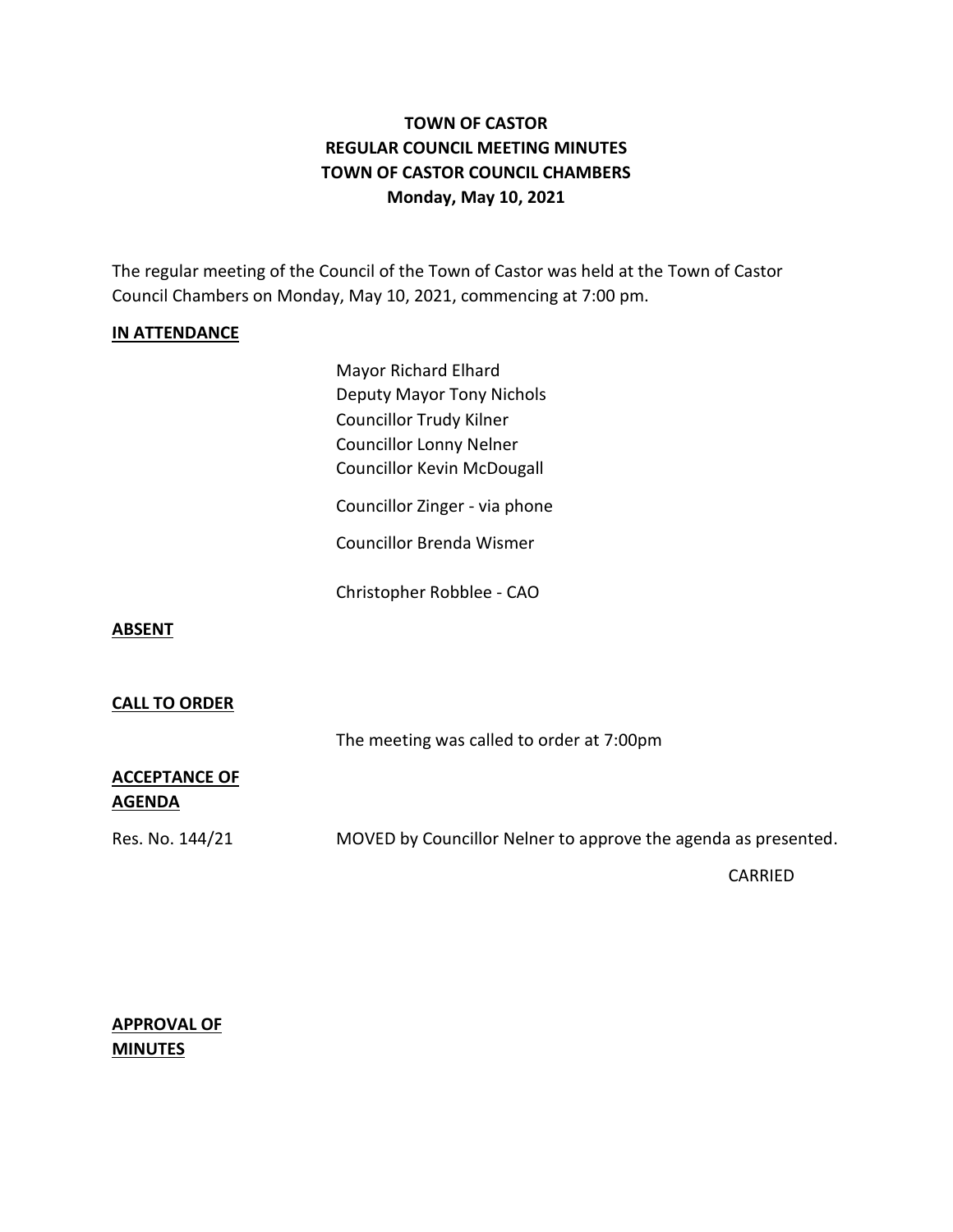# TOWN OF CASTOR
## REGULAR COUNCIL MEETING MINUTES
## TOWN OF CASTOR COUNCIL CHAMBERS
## Monday, May 10, 2021

The regular meeting of the Council of the Town of Castor was held at the Town of Castor Council Chambers on Monday, May 10, 2021, commencing at 7:00 pm.

**IN ATTENDANCE**

Mayor Richard Elhard
Deputy Mayor Tony Nichols
Councillor Trudy Kilner
Councillor Lonny Nelner
Councillor Kevin McDougall

Councillor Zinger - via phone

Councillor Brenda Wismer

Christopher Robblee - CAO

**ABSENT**

**CALL TO ORDER**

The meeting was called to order at 7:00pm

**ACCEPTANCE OF AGENDA**

Res. No. 144/21 MOVED by Councillor Nelner to approve the agenda as presented.

CARRIED

**APPROVAL OF MINUTES**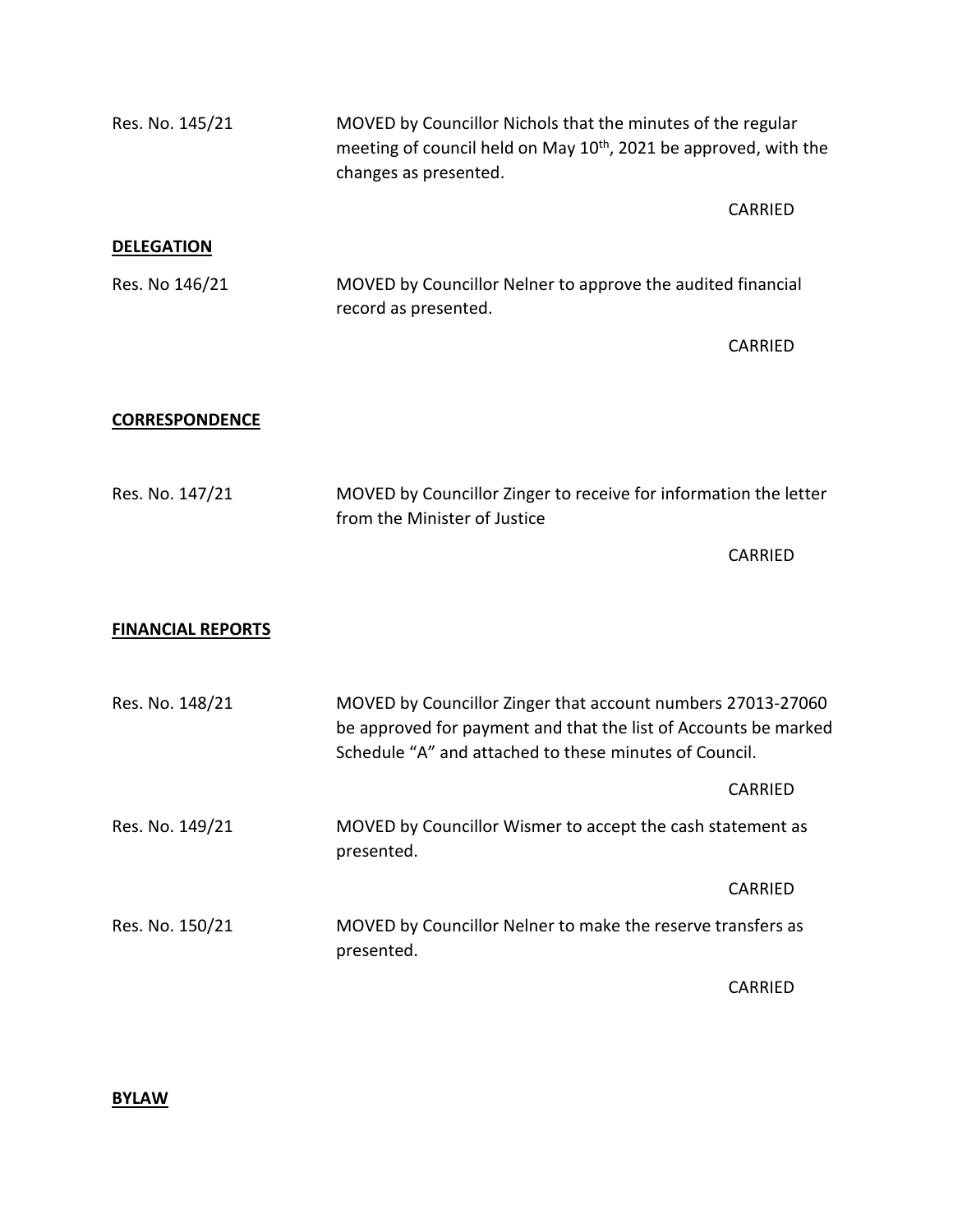Res. No. 145/21 MOVED by Councillor Nichols that the minutes of the regular meeting of council held on May 10th, 2021 be approved, with the changes as presented.

CARRIED

**DELEGATION**

Res. No 146/21 MOVED by Councillor Nelner to approve the audited financial record as presented.

CARRIED

**CORRESPONDENCE**

Res. No. 147/21 MOVED by Councillor Zinger to receive for information the letter from the Minister of Justice

CARRIED

**FINANCIAL REPORTS**

Res. No. 148/21 MOVED by Councillor Zinger that account numbers 27013-27060 be approved for payment and that the list of Accounts be marked Schedule "A" and attached to these minutes of Council.

CARRIED

Res. No. 149/21 MOVED by Councillor Wismer to accept the cash statement as presented.

CARRIED

Res. No. 150/21 MOVED by Councillor Nelner to make the reserve transfers as presented.

CARRIED

**BYLAW**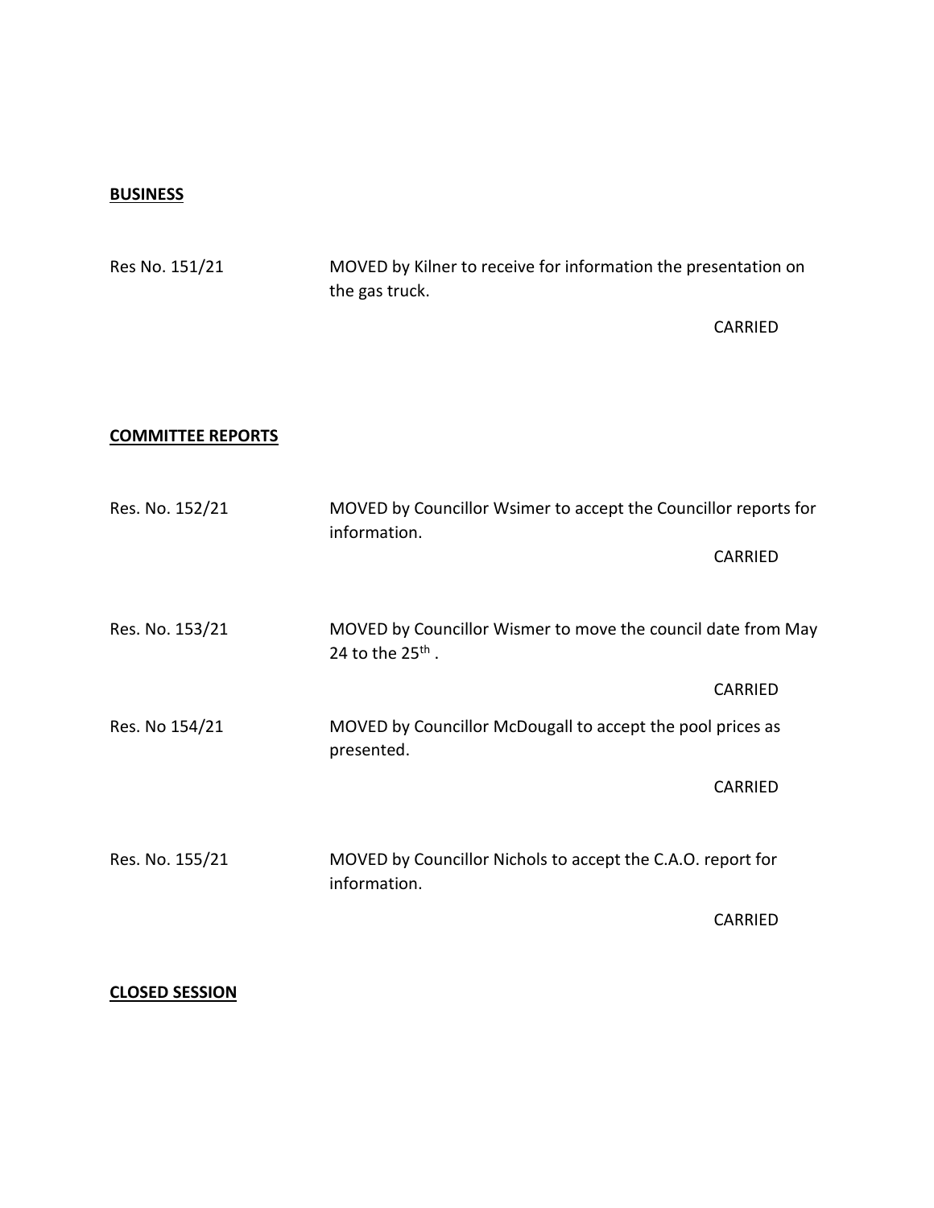**BUSINESS**

Res No. 151/21 MOVED by Kilner to receive for information the presentation on the gas truck.

CARRIED

**COMMITTEE REPORTS**

Res. No. 152/21 MOVED by Councillor Wsimer to accept the Councillor reports for information.

CARRIED

Res. No. 153/21 MOVED by Councillor Wismer to move the council date from May 24 to the 25th .

CARRIED

Res. No 154/21 MOVED by Councillor McDougall to accept the pool prices as presented.

CARRIED

Res. No. 155/21 MOVED by Councillor Nichols to accept the C.A.O. report for information.

CARRIED

**CLOSED SESSION**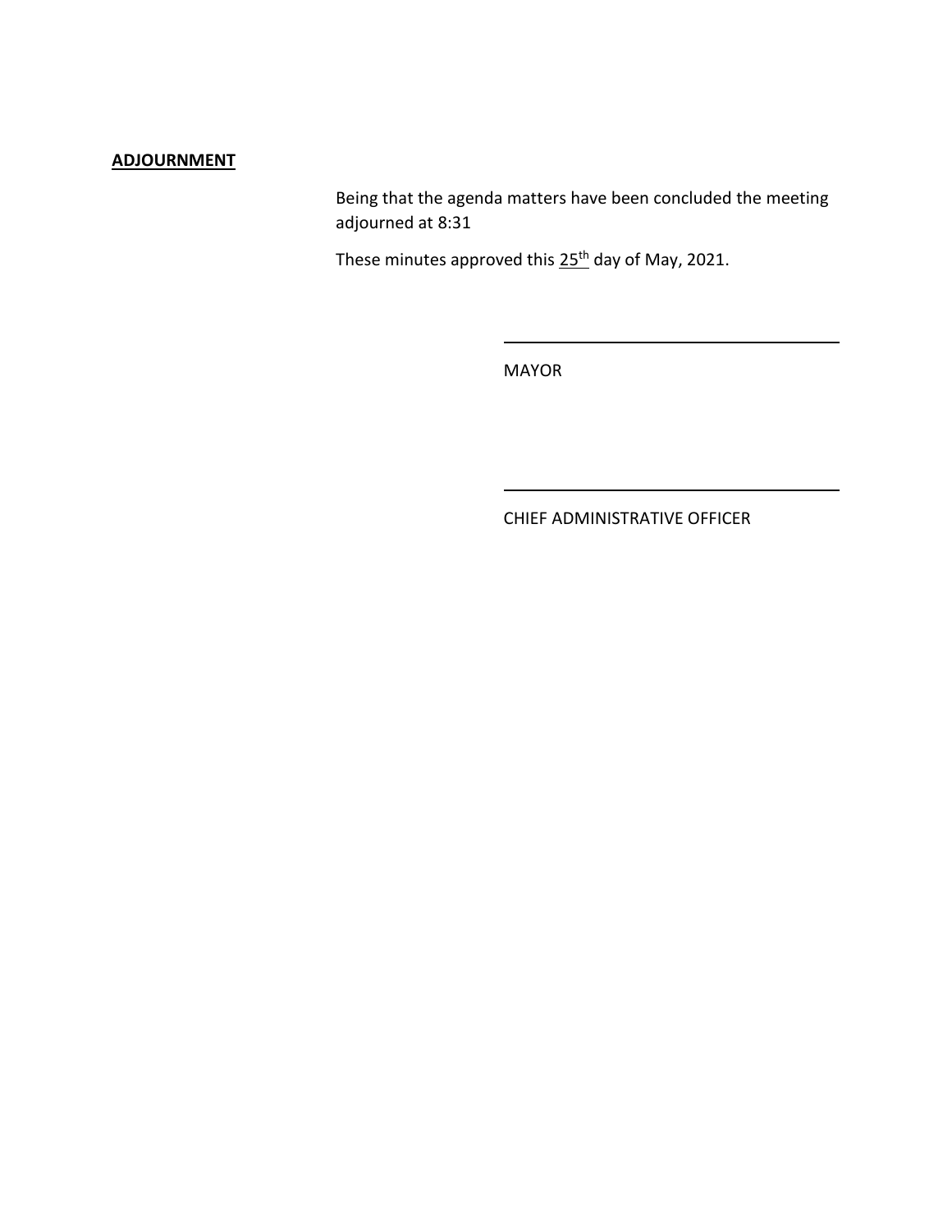**ADJOURNMENT**

Being that the agenda matters have been concluded the meeting adjourned at 8:31

These minutes approved this 25th day of May, 2021.

\_\_\_\_\_\_\_\_\_\_\_\_\_\_\_\_\_\_\_\_\_\_\_\_\_\_\_\_\_\_\_\_\_\_\_\_

MAYOR

\_\_\_\_\_\_\_\_\_\_\_\_\_\_\_\_\_\_\_\_\_\_\_\_\_\_\_\_\_\_\_\_\_\_\_\_

CHIEF ADMINISTRATIVE OFFICER